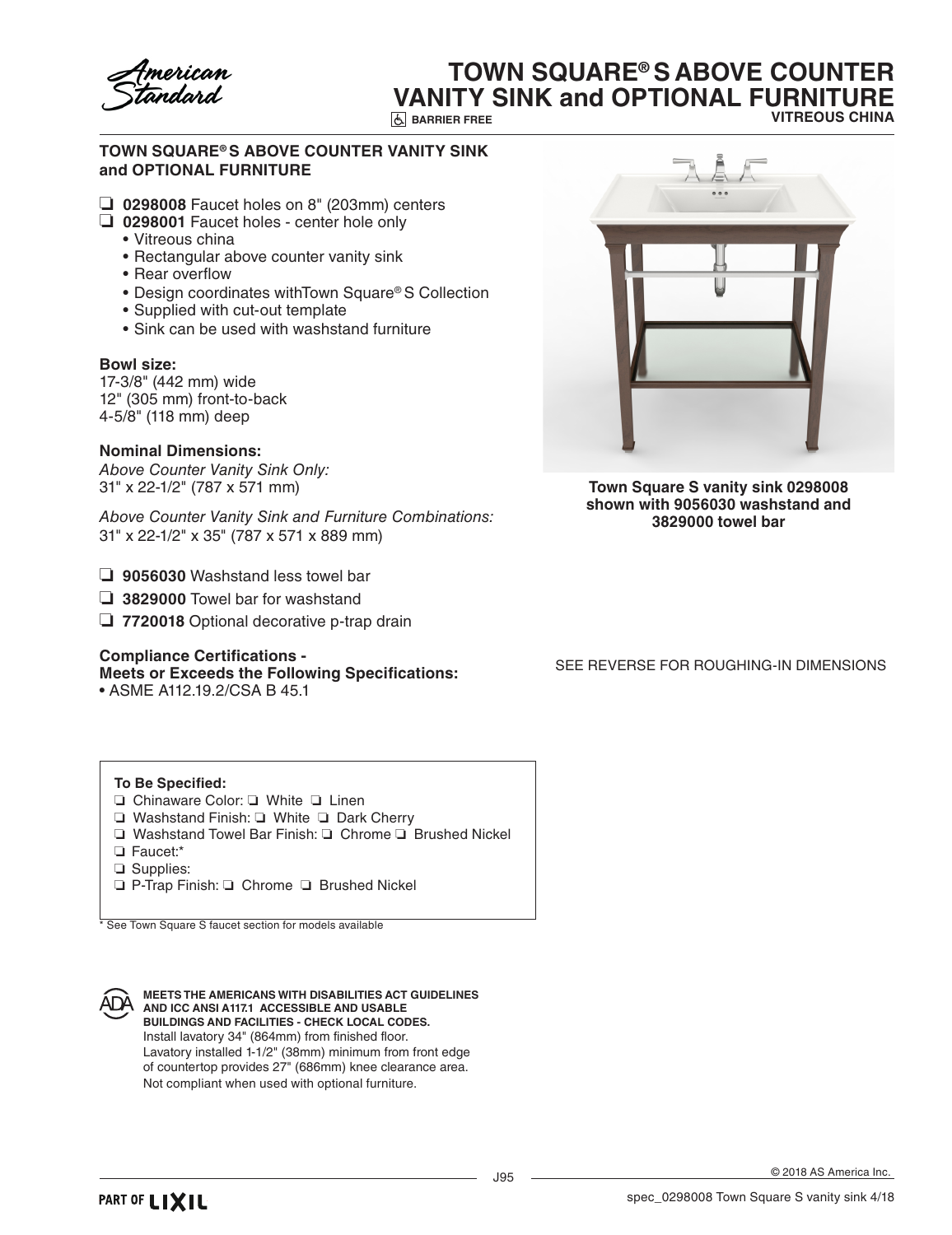# TOWN SQUARE® S ABOVE COUNTER VANITY SINK and OPTIONAL FURNITURE

BARRIER FREE

VITREOUS CHINA

## TOWN SQUARE® S ABOVE COUNTER VANITY SINK and OPTIONAL FURNITURE

- ❑ **0298008** Faucet holes on 8" (203mm) centers
- ❑ **0298001** Faucet holes - center hole only
  - Vitreous china
  - Rectangular above counter vanity sink
  - Rear overflow
  - Design coordinates withTown Square® S Collection
  - Supplied with cut-out template
  - Sink can be used with washstand furniture

### Bowl size:

17-3/8" (442 mm) wide
12" (305 mm) front-to-back
4-5/8" (118 mm) deep

### Nominal Dimensions:

*Above Counter Vanity Sink Only:*
31" x 22-1/2" (787 x 571 mm)

*Above Counter Vanity Sink and Furniture Combinations:*
31" x 22-1/2" x 35" (787 x 571 x 889 mm)

- ❑ **9056030** Washstand less towel bar
- ❑ **3829000** Towel bar for washstand
- ❑ **7720018** Optional decorative p-trap drain

### Compliance Certifications - Meets or Exceeds the Following Specifications:

- ASME A112.19.2/CSA B 45.1

**Town Square S vanity sink 0298008 shown with 9056030 washstand and 3829000 towel bar**

SEE REVERSE FOR ROUGHING-IN DIMENSIONS

**To Be Specified:**

- ❑ Chinaware Color: ❑ White ❑ Linen
- ❑ Washstand Finish: ❑ White ❑ Dark Cherry
- ❑ Washstand Towel Bar Finish: ❑ Chrome ❑ Brushed Nickel
- ❑ Faucet:*
- ❑ Supplies:
- ❑ P-Trap Finish: ❑ Chrome ❑ Brushed Nickel

\* See Town Square S faucet section for models available

**MEETS THE AMERICANS WITH DISABILITIES ACT GUIDELINES AND ICC ANSI A117.1 ACCESSIBLE AND USABLE BUILDINGS AND FACILITIES - CHECK LOCAL CODES.**
Install lavatory 34" (864mm) from finished floor.
Lavatory installed 1-1/2" (38mm) minimum from front edge of countertop provides 27" (686mm) knee clearance area.
Not compliant when used with optional furniture.

© 2018 AS America Inc.

spec_0298008 Town Square S vanity sink 4/18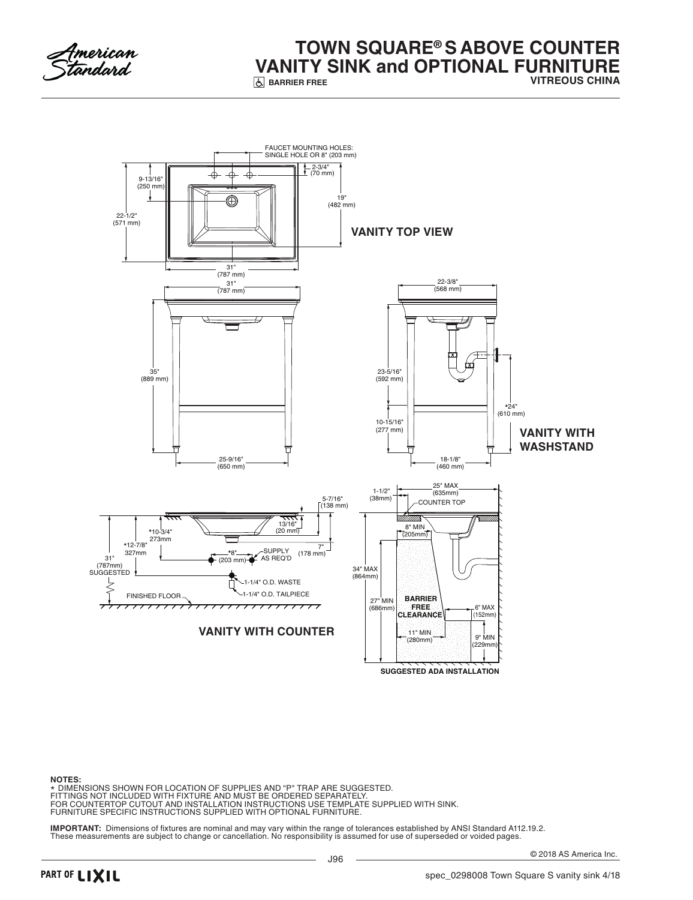# TOWN SQUARE® S ABOVE COUNTER VANITY SINK and OPTIONAL FURNITURE

BARRIER FREE

VITREOUS CHINA

FAUCET MOUNTING HOLES: SINGLE HOLE OR 8" (203 mm)

2-3/4" (70 mm)

9-13/16" (250 mm)

19" (482 mm)

22-1/2" (571 mm)

31" (787 mm)

**VANITY TOP VIEW**

31" (787 mm)

35" (889 mm)

25-9/16" (650 mm)

22-3/8" (568 mm)

23-5/16" (592 mm)

*24" (610 mm)

10-15/16" (277 mm)

18-1/8" (460 mm)

**VANITY WITH WASHSTAND**

5-7/16" (138 mm)

13/16" (20 mm)

*10-3/4" 273mm

*12-7/8" 327mm

*8" (203 mm)

SUPPLY AS REQ'D

7" (178 mm)

31" (787mm) SUGGESTED

1-1/4" O.D. WASTE

1-1/4" O.D. TAILPIECE

FINISHED FLOOR

**VANITY WITH COUNTER**

1-1/2" (38mm)

25" MAX (635mm)

COUNTER TOP

8" MIN (205mm)

34" MAX (864mm)

27" MIN (686mm)

BARRIER FREE CLEARANCE

6" MAX (152mm)

11" MIN (280mm)

9" MIN (229mm)

SUGGESTED ADA INSTALLATION

**NOTES:**

* DIMENSIONS SHOWN FOR LOCATION OF SUPPLIES AND "P" TRAP ARE SUGGESTED.
FITTINGS NOT INCLUDED WITH FIXTURE AND MUST BE ORDERED SEPARATELY.
FOR COUNTERTOP CUTOUT AND INSTALLATION INSTRUCTIONS USE TEMPLATE SUPPLIED WITH SINK.
FURNITURE SPECIFIC INSTRUCTIONS SUPPLIED WITH OPTIONAL FURNITURE.

**IMPORTANT:** Dimensions of fixtures are nominal and may vary within the range of tolerances established by ANSI Standard A112.19.2.
These measurements are subject to change or cancellation. No responsibility is assumed for use of superseded or voided pages.

© 2018 AS America Inc.

spec_0298008 Town Square S vanity sink 4/18